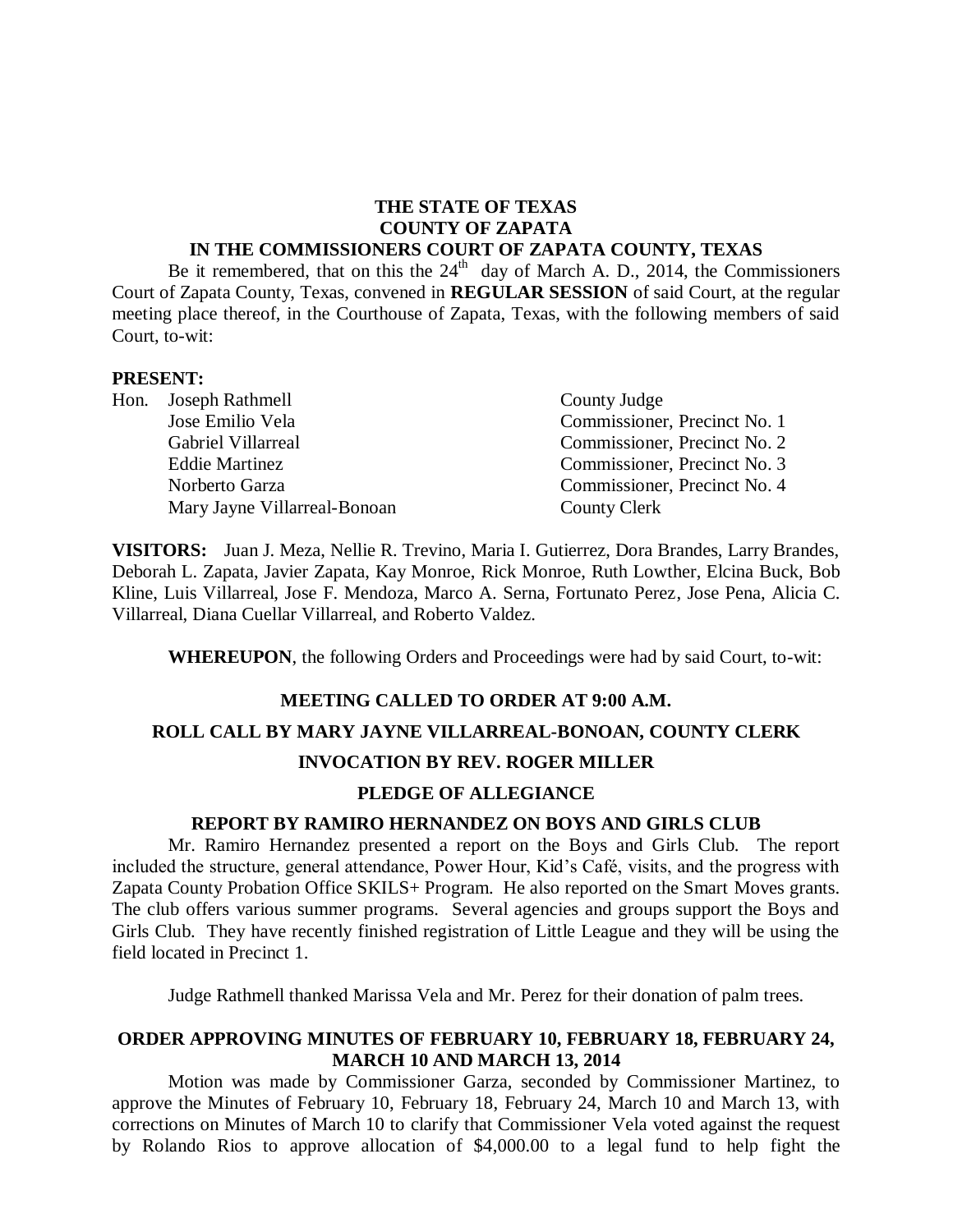**THE STATE OF TEXAS**
**COUNTY OF ZAPATA**
**IN THE COMMISSIONERS COURT OF ZAPATA COUNTY, TEXAS**

Be it remembered, that on this the 24th day of March A. D., 2014, the Commissioners Court of Zapata County, Texas, convened in **REGULAR SESSION** of said Court, at the regular meeting place thereof, in the Courthouse of Zapata, Texas, with the following members of said Court, to-wit:

**PRESENT:**

| | |
|---|---|
| Hon. Joseph Rathmell | County Judge |
| Jose Emilio Vela | Commissioner, Precinct No. 1 |
| Gabriel Villarreal | Commissioner, Precinct No. 2 |
| Eddie Martinez | Commissioner, Precinct No. 3 |
| Norberto Garza | Commissioner, Precinct No. 4 |
| Mary Jayne Villarreal-Bonoan | County Clerk |

**VISITORS:** Juan J. Meza, Nellie R. Trevino, Maria I. Gutierrez, Dora Brandes, Larry Brandes, Deborah L. Zapata, Javier Zapata, Kay Monroe, Rick Monroe, Ruth Lowther, Elcina Buck, Bob Kline, Luis Villarreal, Jose F. Mendoza, Marco A. Serna, Fortunato Perez, Jose Pena, Alicia C. Villarreal, Diana Cuellar Villarreal, and Roberto Valdez.

**WHEREUPON**, the following Orders and Proceedings were had by said Court, to-wit:

**MEETING CALLED TO ORDER AT 9:00 A.M.**

**ROLL CALL BY MARY JAYNE VILLARREAL-BONOAN, COUNTY CLERK**

**INVOCATION BY REV. ROGER MILLER**

**PLEDGE OF ALLEGIANCE**

**REPORT BY RAMIRO HERNANDEZ ON BOYS AND GIRLS CLUB**

Mr. Ramiro Hernandez presented a report on the Boys and Girls Club. The report included the structure, general attendance, Power Hour, Kid's Café, visits, and the progress with Zapata County Probation Office SKILS+ Program. He also reported on the Smart Moves grants. The club offers various summer programs. Several agencies and groups support the Boys and Girls Club. They have recently finished registration of Little League and they will be using the field located in Precinct 1.

Judge Rathmell thanked Marissa Vela and Mr. Perez for their donation of palm trees.

**ORDER APPROVING MINUTES OF FEBRUARY 10, FEBRUARY 18, FEBRUARY 24, MARCH 10 AND MARCH 13, 2014**

Motion was made by Commissioner Garza, seconded by Commissioner Martinez, to approve the Minutes of February 10, February 18, February 24, March 10 and March 13, with corrections on Minutes of March 10 to clarify that Commissioner Vela voted against the request by Rolando Rios to approve allocation of $4,000.00 to a legal fund to help fight the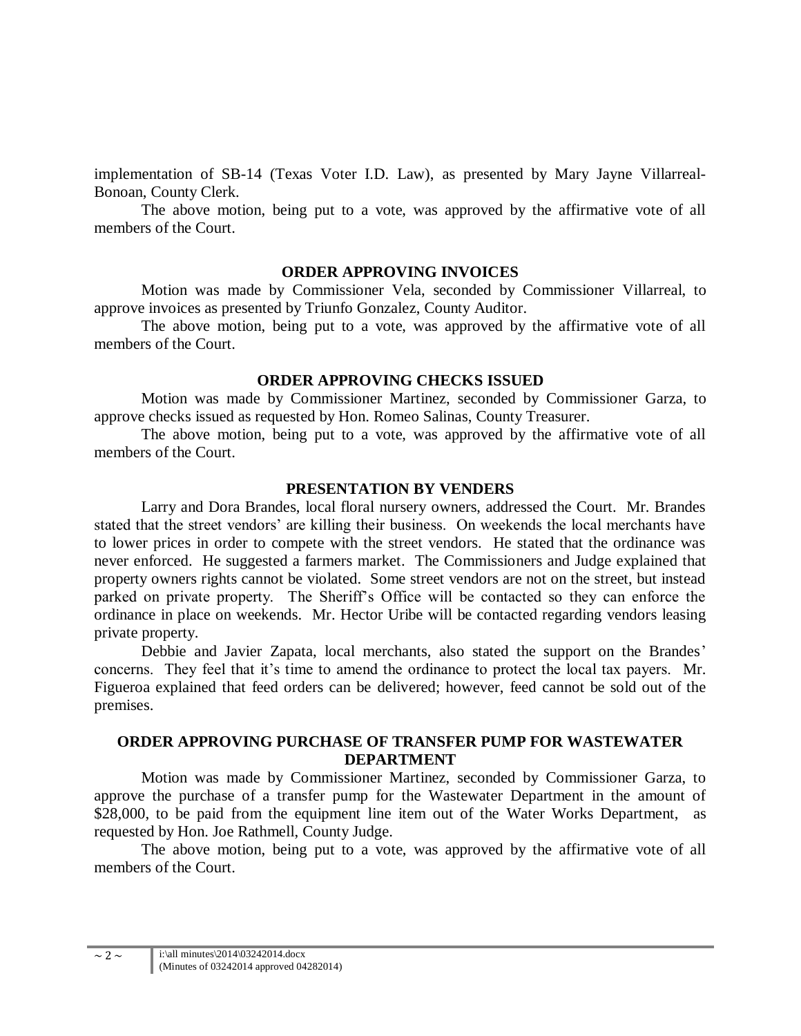implementation of SB-14 (Texas Voter I.D. Law), as presented by Mary Jayne Villarreal-Bonoan, County Clerk.

The above motion, being put to a vote, was approved by the affirmative vote of all members of the Court.

### ORDER APPROVING INVOICES

Motion was made by Commissioner Vela, seconded by Commissioner Villarreal, to approve invoices as presented by Triunfo Gonzalez, County Auditor.

The above motion, being put to a vote, was approved by the affirmative vote of all members of the Court.

### ORDER APPROVING CHECKS ISSUED

Motion was made by Commissioner Martinez, seconded by Commissioner Garza, to approve checks issued as requested by Hon. Romeo Salinas, County Treasurer.

The above motion, being put to a vote, was approved by the affirmative vote of all members of the Court.

### PRESENTATION BY VENDERS

Larry and Dora Brandes, local floral nursery owners, addressed the Court. Mr. Brandes stated that the street vendors' are killing their business. On weekends the local merchants have to lower prices in order to compete with the street vendors. He stated that the ordinance was never enforced. He suggested a farmers market. The Commissioners and Judge explained that property owners rights cannot be violated. Some street vendors are not on the street, but instead parked on private property. The Sheriff's Office will be contacted so they can enforce the ordinance in place on weekends. Mr. Hector Uribe will be contacted regarding vendors leasing private property.

Debbie and Javier Zapata, local merchants, also stated the support on the Brandes' concerns. They feel that it's time to amend the ordinance to protect the local tax payers. Mr. Figueroa explained that feed orders can be delivered; however, feed cannot be sold out of the premises.

### ORDER APPROVING PURCHASE OF TRANSFER PUMP FOR WASTEWATER DEPARTMENT

Motion was made by Commissioner Martinez, seconded by Commissioner Garza, to approve the purchase of a transfer pump for the Wastewater Department in the amount of $28,000, to be paid from the equipment line item out of the Water Works Department, as requested by Hon. Joe Rathmell, County Judge.

The above motion, being put to a vote, was approved by the affirmative vote of all members of the Court.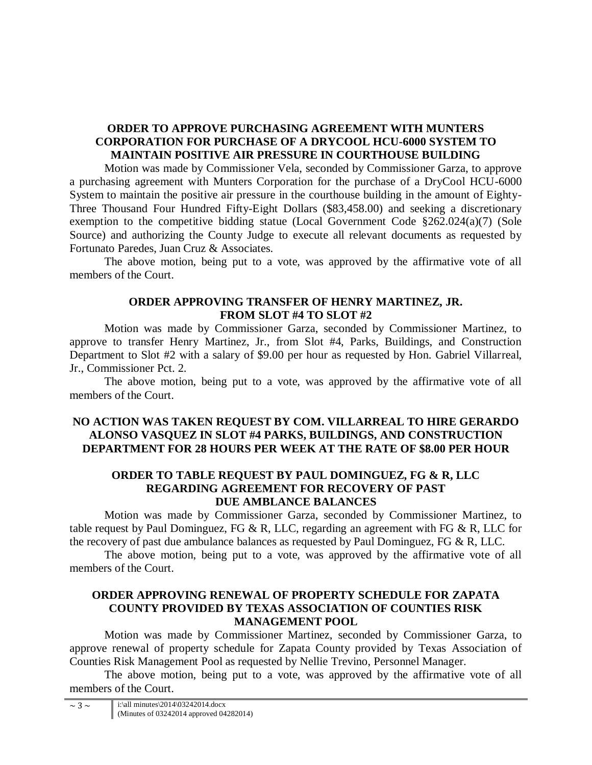**ORDER TO APPROVE PURCHASING AGREEMENT WITH MUNTERS CORPORATION FOR PURCHASE OF A DRYCOOL HCU-6000 SYSTEM TO MAINTAIN POSITIVE AIR PRESSURE IN COURTHOUSE BUILDING**

Motion was made by Commissioner Vela, seconded by Commissioner Garza, to approve a purchasing agreement with Munters Corporation for the purchase of a DryCool HCU-6000 System to maintain the positive air pressure in the courthouse building in the amount of Eighty-Three Thousand Four Hundred Fifty-Eight Dollars ($83,458.00) and seeking a discretionary exemption to the competitive bidding statue (Local Government Code §262.024(a)(7) (Sole Source) and authorizing the County Judge to execute all relevant documents as requested by Fortunato Paredes, Juan Cruz & Associates.

The above motion, being put to a vote, was approved by the affirmative vote of all members of the Court.

**ORDER APPROVING TRANSFER OF HENRY MARTINEZ, JR. FROM SLOT #4 TO SLOT #2**

Motion was made by Commissioner Garza, seconded by Commissioner Martinez, to approve to transfer Henry Martinez, Jr., from Slot #4, Parks, Buildings, and Construction Department to Slot #2 with a salary of $9.00 per hour as requested by Hon. Gabriel Villarreal, Jr., Commissioner Pct. 2.

The above motion, being put to a vote, was approved by the affirmative vote of all members of the Court.

**NO ACTION WAS TAKEN REQUEST BY COM. VILLARREAL TO HIRE GERARDO ALONSO VASQUEZ IN SLOT #4 PARKS, BUILDINGS, AND CONSTRUCTION DEPARTMENT FOR 28 HOURS PER WEEK AT THE RATE OF $8.00 PER HOUR**

**ORDER TO TABLE REQUEST BY PAUL DOMINGUEZ, FG & R, LLC REGARDING AGREEMENT FOR RECOVERY OF PAST DUE AMBLANCE BALANCES**

Motion was made by Commissioner Garza, seconded by Commissioner Martinez, to table request by Paul Dominguez, FG & R, LLC, regarding an agreement with FG & R, LLC for the recovery of past due ambulance balances as requested by Paul Dominguez, FG & R, LLC.

The above motion, being put to a vote, was approved by the affirmative vote of all members of the Court.

**ORDER APPROVING RENEWAL OF PROPERTY SCHEDULE FOR ZAPATA COUNTY PROVIDED BY TEXAS ASSOCIATION OF COUNTIES RISK MANAGEMENT POOL**

Motion was made by Commissioner Martinez, seconded by Commissioner Garza, to approve renewal of property schedule for Zapata County provided by Texas Association of Counties Risk Management Pool as requested by Nellie Trevino, Personnel Manager.

The above motion, being put to a vote, was approved by the affirmative vote of all members of the Court.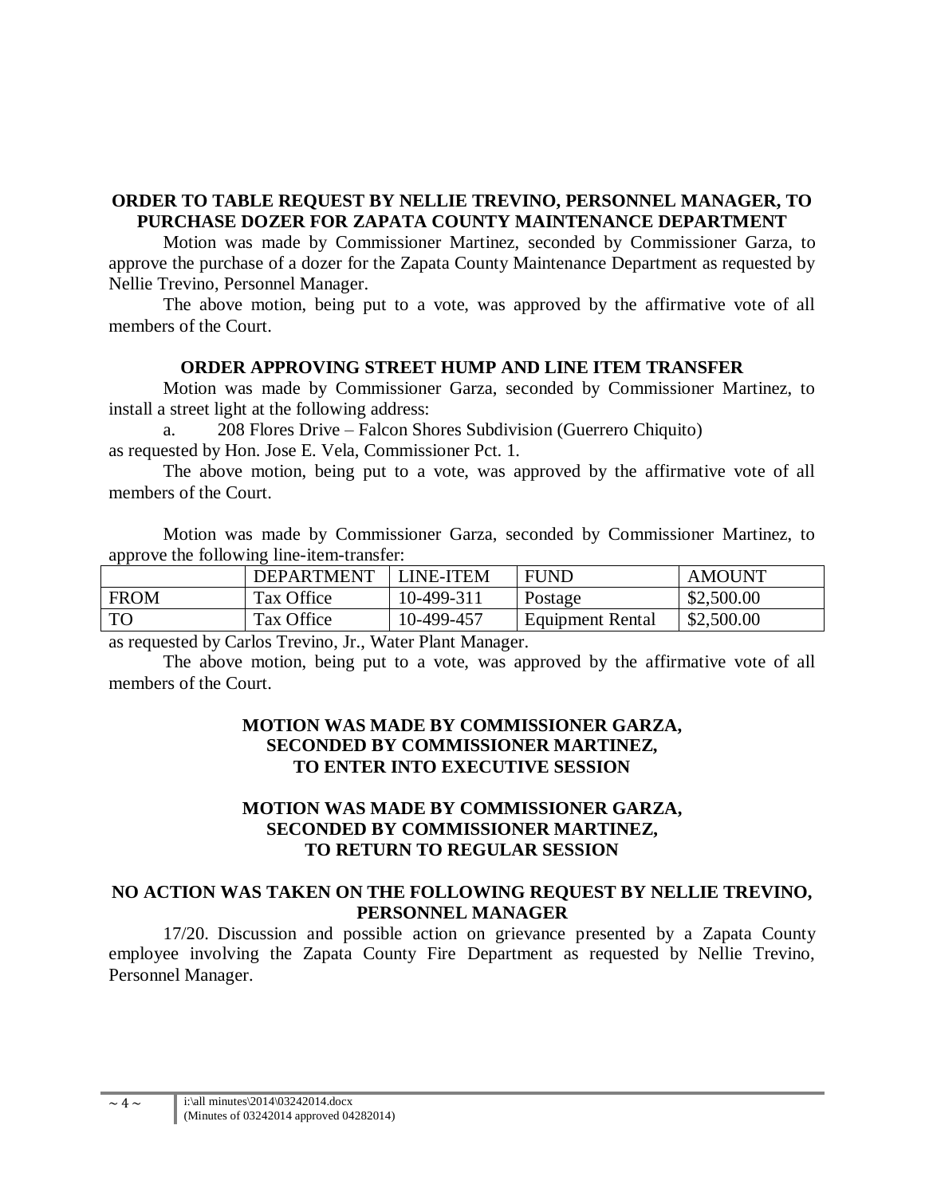**ORDER TO TABLE REQUEST BY NELLIE TREVINO, PERSONNEL MANAGER, TO PURCHASE DOZER FOR ZAPATA COUNTY MAINTENANCE DEPARTMENT**

Motion was made by Commissioner Martinez, seconded by Commissioner Garza, to approve the purchase of a dozer for the Zapata County Maintenance Department as requested by Nellie Trevino, Personnel Manager.

The above motion, being put to a vote, was approved by the affirmative vote of all members of the Court.

**ORDER APPROVING STREET HUMP AND LINE ITEM TRANSFER**

Motion was made by Commissioner Garza, seconded by Commissioner Martinez, to install a street light at the following address:

a. 208 Flores Drive – Falcon Shores Subdivision (Guerrero Chiquito)

as requested by Hon. Jose E. Vela, Commissioner Pct. 1.

The above motion, being put to a vote, was approved by the affirmative vote of all members of the Court.

Motion was made by Commissioner Garza, seconded by Commissioner Martinez, to approve the following line-item-transfer:

| | DEPARTMENT | LINE-ITEM | FUND | AMOUNT |
|---|---|---|---|---|
| FROM | Tax Office | 10-499-311 | Postage | $2,500.00 |
| TO | Tax Office | 10-499-457 | Equipment Rental | $2,500.00 |

as requested by Carlos Trevino, Jr., Water Plant Manager.

The above motion, being put to a vote, was approved by the affirmative vote of all members of the Court.

**MOTION WAS MADE BY COMMISSIONER GARZA, SECONDED BY COMMISSIONER MARTINEZ, TO ENTER INTO EXECUTIVE SESSION**

**MOTION WAS MADE BY COMMISSIONER GARZA, SECONDED BY COMMISSIONER MARTINEZ, TO RETURN TO REGULAR SESSION**

**NO ACTION WAS TAKEN ON THE FOLLOWING REQUEST BY NELLIE TREVINO, PERSONNEL MANAGER**

17/20. Discussion and possible action on grievance presented by a Zapata County employee involving the Zapata County Fire Department as requested by Nellie Trevino, Personnel Manager.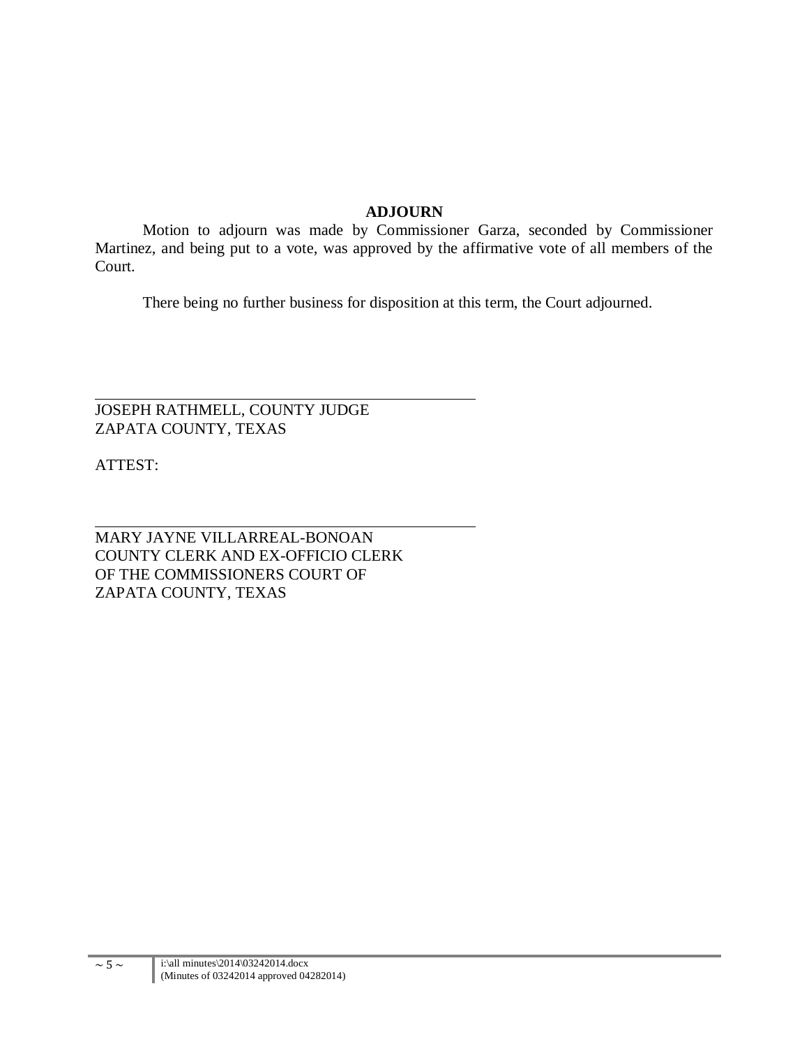**ADJOURN**

Motion to adjourn was made by Commissioner Garza, seconded by Commissioner Martinez, and being put to a vote, was approved by the affirmative vote of all members of the Court.

There being no further business for disposition at this term, the Court adjourned.

\_\_\_\_\_\_\_\_\_\_\_\_\_\_\_\_\_\_\_\_\_\_\_\_\_\_\_\_\_\_\_\_\_\_\_\_\_\_\_\_

JOSEPH RATHMELL, COUNTY JUDGE
ZAPATA COUNTY, TEXAS

ATTEST:

\_\_\_\_\_\_\_\_\_\_\_\_\_\_\_\_\_\_\_\_\_\_\_\_\_\_\_\_\_\_\_\_\_\_\_\_\_\_\_\_

MARY JAYNE VILLARREAL-BONOAN
COUNTY CLERK AND EX-OFFICIO CLERK
OF THE COMMISSIONERS COURT OF
ZAPATA COUNTY, TEXAS